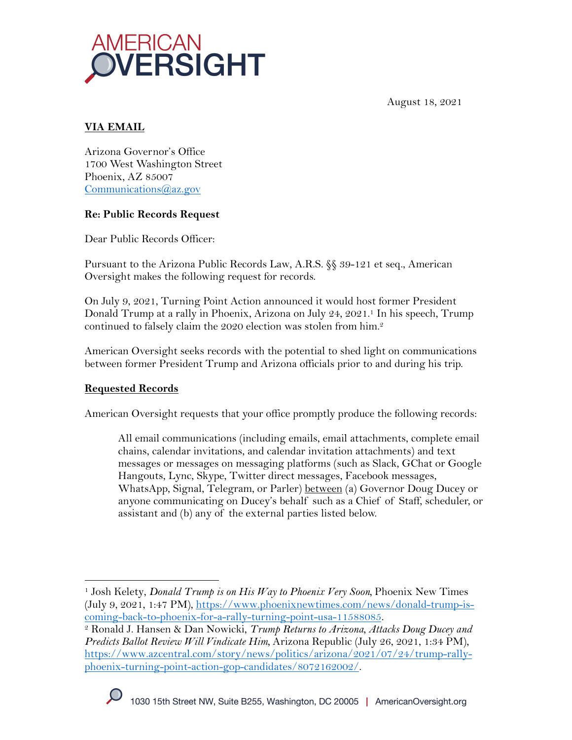# AMERICAN OVERSIGHT

August 18, 2021

**VIA EMAIL**

Arizona Governor's Office
1700 West Washington Street
Phoenix, AZ 85007
Communications@az.gov

**Re: Public Records Request**

Dear Public Records Officer:

Pursuant to the Arizona Public Records Law, A.R.S. §§ 39-121 et seq., American Oversight makes the following request for records.

On July 9, 2021, Turning Point Action announced it would host former President Donald Trump at a rally in Phoenix, Arizona on July 24, 2021.[1] In his speech, Trump continued to falsely claim the 2020 election was stolen from him.[2]

American Oversight seeks records with the potential to shed light on communications between former President Trump and Arizona officials prior to and during his trip.

**Requested Records**

American Oversight requests that your office promptly produce the following records:

> All email communications (including emails, email attachments, complete email chains, calendar invitations, and calendar invitation attachments) and text messages or messages on messaging platforms (such as Slack, GChat or Google Hangouts, Lync, Skype, Twitter direct messages, Facebook messages, WhatsApp, Signal, Telegram, or Parler) between (a) Governor Doug Ducey or anyone communicating on Ducey's behalf such as a Chief of Staff, scheduler, or assistant and (b) any of the external parties listed below.

---

[1] Josh Kelety, *Donald Trump is on His Way to Phoenix Very Soon*, Phoenix New Times (July 9, 2021, 1:47 PM), https://www.phoenixnewtimes.com/news/donald-trump-is-coming-back-to-phoenix-for-a-rally-turning-point-usa-11588085.

[2] Ronald J. Hansen & Dan Nowicki, *Trump Returns to Arizona, Attacks Doug Ducey and Predicts Ballot Review Will Vindicate Him*, Arizona Republic (July 26, 2021, 1:34 PM), https://www.azcentral.com/story/news/politics/arizona/2021/07/24/trump-rally-phoenix-turning-point-action-gop-candidates/8072162002/.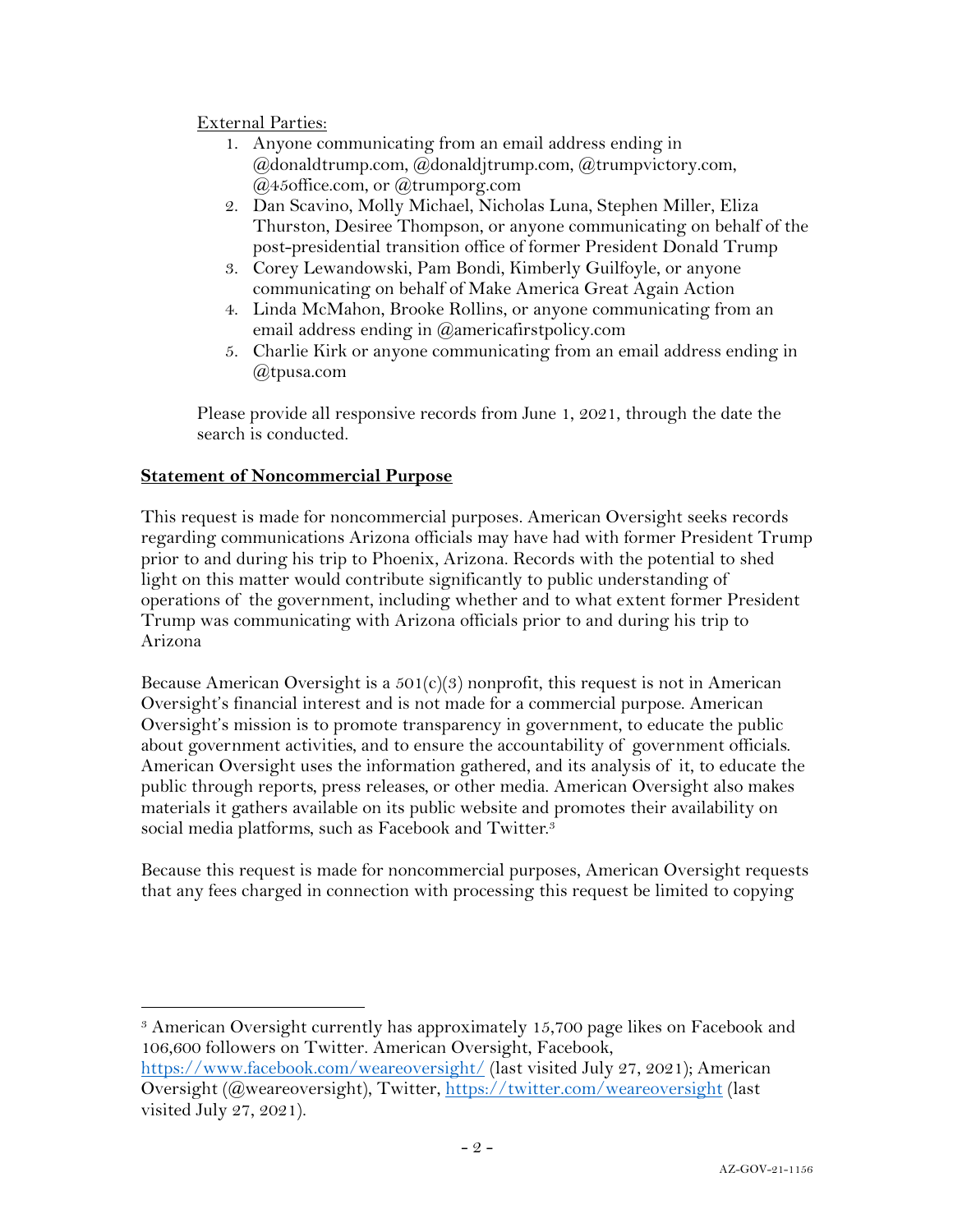External Parties:

1. Anyone communicating from an email address ending in @donaldtrump.com, @donaldjtrump.com, @trumpvictory.com, @45office.com, or @trumporg.com
2. Dan Scavino, Molly Michael, Nicholas Luna, Stephen Miller, Eliza Thurston, Desiree Thompson, or anyone communicating on behalf of the post-presidential transition office of former President Donald Trump
3. Corey Lewandowski, Pam Bondi, Kimberly Guilfoyle, or anyone communicating on behalf of Make America Great Again Action
4. Linda McMahon, Brooke Rollins, or anyone communicating from an email address ending in @americafirstpolicy.com
5. Charlie Kirk or anyone communicating from an email address ending in @tpusa.com

Please provide all responsive records from June 1, 2021, through the date the search is conducted.

**Statement of Noncommercial Purpose**

This request is made for noncommercial purposes. American Oversight seeks records regarding communications Arizona officials may have had with former President Trump prior to and during his trip to Phoenix, Arizona. Records with the potential to shed light on this matter would contribute significantly to public understanding of operations of the government, including whether and to what extent former President Trump was communicating with Arizona officials prior to and during his trip to Arizona

Because American Oversight is a 501(c)(3) nonprofit, this request is not in American Oversight's financial interest and is not made for a commercial purpose. American Oversight's mission is to promote transparency in government, to educate the public about government activities, and to ensure the accountability of government officials. American Oversight uses the information gathered, and its analysis of it, to educate the public through reports, press releases, or other media. American Oversight also makes materials it gathers available on its public website and promotes their availability on social media platforms, such as Facebook and Twitter.[3]

Because this request is made for noncommercial purposes, American Oversight requests that any fees charged in connection with processing this request be limited to copying

[3] American Oversight currently has approximately 15,700 page likes on Facebook and 106,600 followers on Twitter. American Oversight, Facebook, https://www.facebook.com/weareoversight/ (last visited July 27, 2021); American Oversight (@weareoversight), Twitter, https://twitter.com/weareoversight (last visited July 27, 2021).

AZ-GOV-21-1156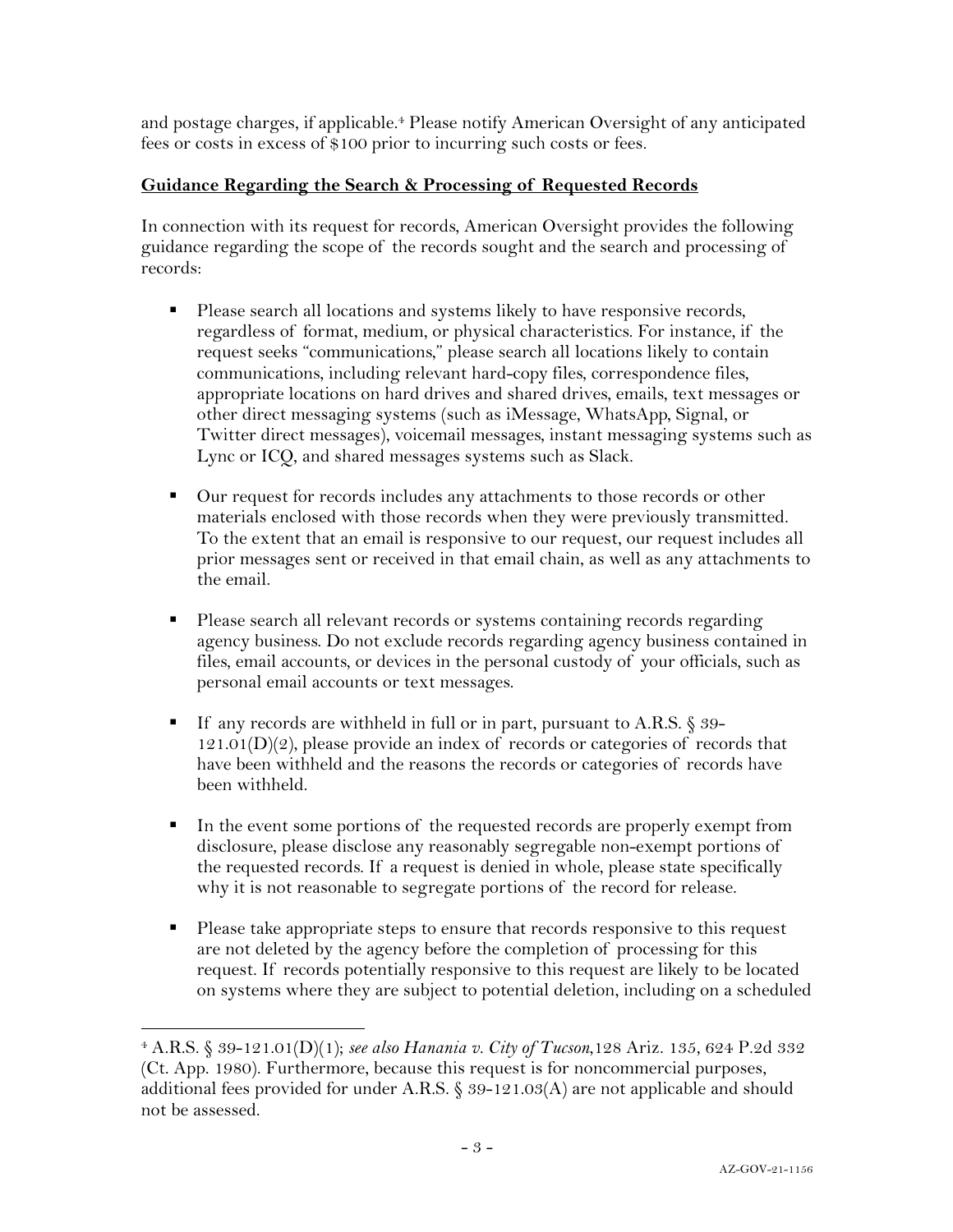and postage charges, if applicable.[4] Please notify American Oversight of any anticipated fees or costs in excess of $100 prior to incurring such costs or fees.

## Guidance Regarding the Search & Processing of Requested Records

In connection with its request for records, American Oversight provides the following guidance regarding the scope of the records sought and the search and processing of records:

- Please search all locations and systems likely to have responsive records, regardless of format, medium, or physical characteristics. For instance, if the request seeks "communications," please search all locations likely to contain communications, including relevant hard-copy files, correspondence files, appropriate locations on hard drives and shared drives, emails, text messages or other direct messaging systems (such as iMessage, WhatsApp, Signal, or Twitter direct messages), voicemail messages, instant messaging systems such as Lync or ICQ, and shared messages systems such as Slack.

- Our request for records includes any attachments to those records or other materials enclosed with those records when they were previously transmitted. To the extent that an email is responsive to our request, our request includes all prior messages sent or received in that email chain, as well as any attachments to the email.

- Please search all relevant records or systems containing records regarding agency business. Do not exclude records regarding agency business contained in files, email accounts, or devices in the personal custody of your officials, such as personal email accounts or text messages.

- If any records are withheld in full or in part, pursuant to A.R.S. § 39-121.01(D)(2), please provide an index of records or categories of records that have been withheld and the reasons the records or categories of records have been withheld.

- In the event some portions of the requested records are properly exempt from disclosure, please disclose any reasonably segregable non-exempt portions of the requested records. If a request is denied in whole, please state specifically why it is not reasonable to segregate portions of the record for release.

- Please take appropriate steps to ensure that records responsive to this request are not deleted by the agency before the completion of processing for this request. If records potentially responsive to this request are likely to be located on systems where they are subject to potential deletion, including on a scheduled

---

[4] A.R.S. § 39-121.01(D)(1); *see also Hanania v. City of Tucson*, 128 Ariz. 135, 624 P.2d 332 (Ct. App. 1980). Furthermore, because this request is for noncommercial purposes, additional fees provided for under A.R.S. § 39-121.03(A) are not applicable and should not be assessed.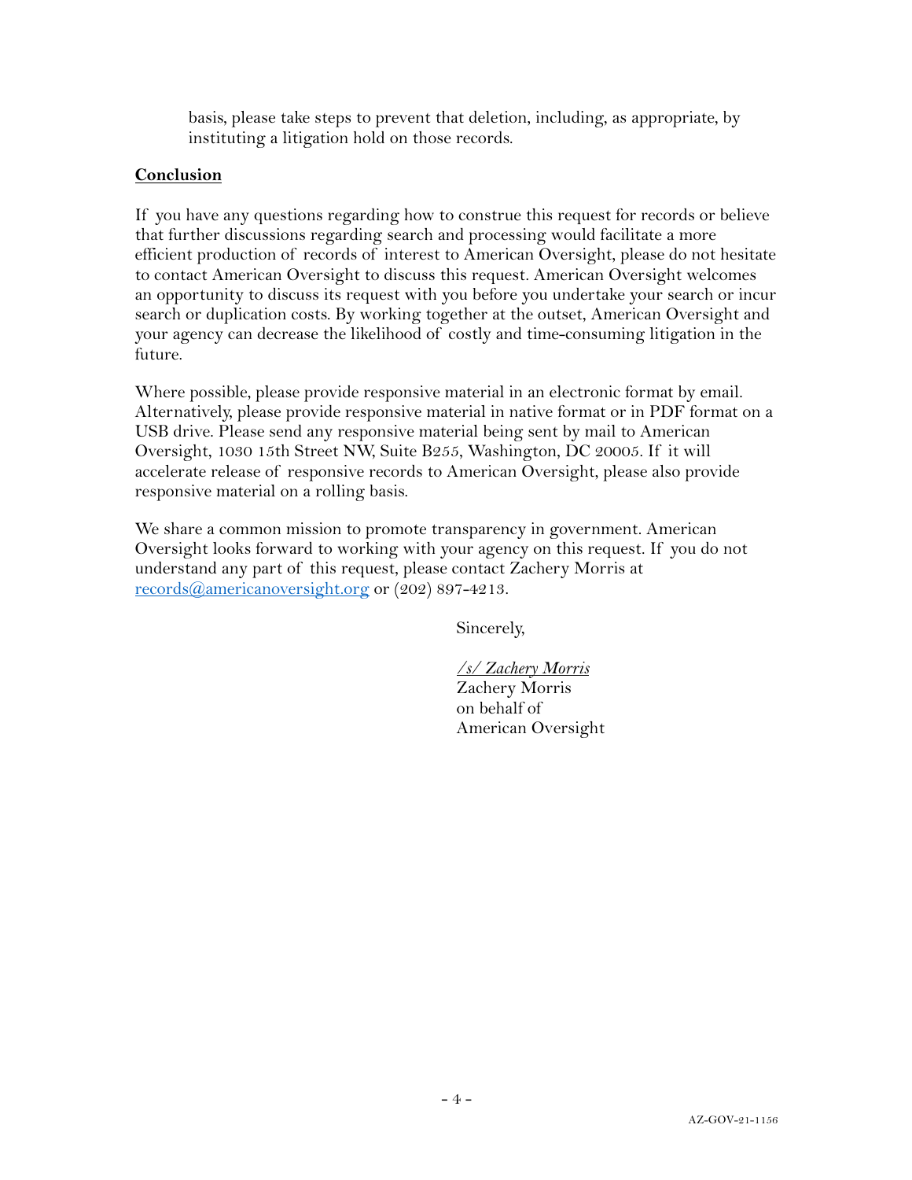basis, please take steps to prevent that deletion, including, as appropriate, by instituting a litigation hold on those records.

**Conclusion**

If you have any questions regarding how to construe this request for records or believe that further discussions regarding search and processing would facilitate a more efficient production of records of interest to American Oversight, please do not hesitate to contact American Oversight to discuss this request. American Oversight welcomes an opportunity to discuss its request with you before you undertake your search or incur search or duplication costs. By working together at the outset, American Oversight and your agency can decrease the likelihood of costly and time-consuming litigation in the future.

Where possible, please provide responsive material in an electronic format by email. Alternatively, please provide responsive material in native format or in PDF format on a USB drive. Please send any responsive material being sent by mail to American Oversight, 1030 15th Street NW, Suite B255, Washington, DC 20005. If it will accelerate release of responsive records to American Oversight, please also provide responsive material on a rolling basis.

We share a common mission to promote transparency in government. American Oversight looks forward to working with your agency on this request. If you do not understand any part of this request, please contact Zachery Morris at records@americanoversight.org or (202) 897-4213.

Sincerely,

*/s/ Zachery Morris*
Zachery Morris
on behalf of
American Oversight

AZ-GOV-21-1156